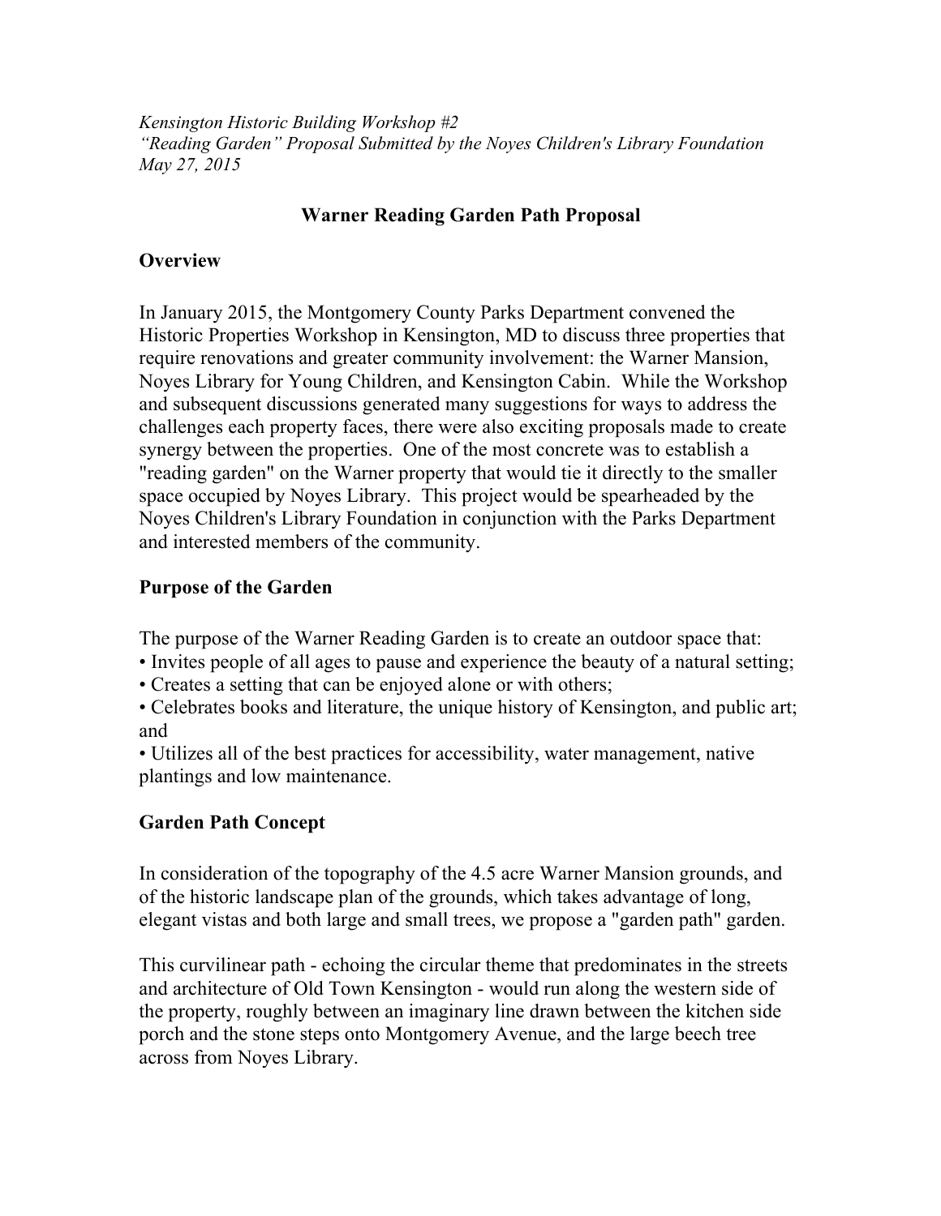*Kensington Historic Building Workshop #2*
*"Reading Garden" Proposal Submitted by the Noyes Children's Library Foundation*
*May 27, 2015*

# Warner Reading Garden Path Proposal

## Overview

In January 2015, the Montgomery County Parks Department convened the Historic Properties Workshop in Kensington, MD to discuss three properties that require renovations and greater community involvement: the Warner Mansion, Noyes Library for Young Children, and Kensington Cabin. While the Workshop and subsequent discussions generated many suggestions for ways to address the challenges each property faces, there were also exciting proposals made to create synergy between the properties. One of the most concrete was to establish a "reading garden" on the Warner property that would tie it directly to the smaller space occupied by Noyes Library. This project would be spearheaded by the Noyes Children's Library Foundation in conjunction with the Parks Department and interested members of the community.

## Purpose of the Garden

The purpose of the Warner Reading Garden is to create an outdoor space that:

- Invites people of all ages to pause and experience the beauty of a natural setting;
- Creates a setting that can be enjoyed alone or with others;
- Celebrates books and literature, the unique history of Kensington, and public art; and
- Utilizes all of the best practices for accessibility, water management, native plantings and low maintenance.

## Garden Path Concept

In consideration of the topography of the 4.5 acre Warner Mansion grounds, and of the historic landscape plan of the grounds, which takes advantage of long, elegant vistas and both large and small trees, we propose a "garden path" garden.

This curvilinear path - echoing the circular theme that predominates in the streets and architecture of Old Town Kensington - would run along the western side of the property, roughly between an imaginary line drawn between the kitchen side porch and the stone steps onto Montgomery Avenue, and the large beech tree across from Noyes Library.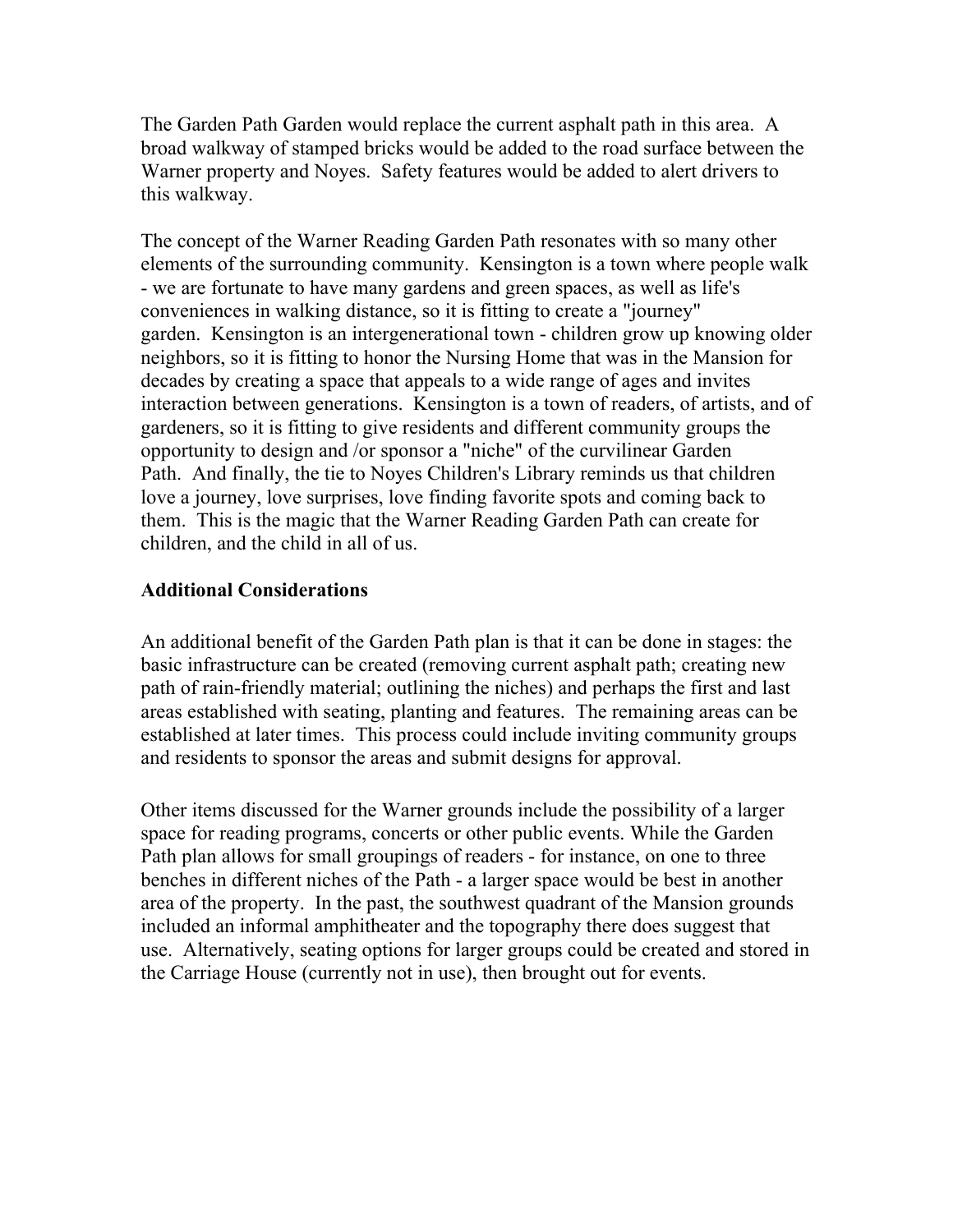The Garden Path Garden would replace the current asphalt path in this area. A broad walkway of stamped bricks would be added to the road surface between the Warner property and Noyes. Safety features would be added to alert drivers to this walkway.

The concept of the Warner Reading Garden Path resonates with so many other elements of the surrounding community. Kensington is a town where people walk - we are fortunate to have many gardens and green spaces, as well as life's conveniences in walking distance, so it is fitting to create a "journey" garden. Kensington is an intergenerational town - children grow up knowing older neighbors, so it is fitting to honor the Nursing Home that was in the Mansion for decades by creating a space that appeals to a wide range of ages and invites interaction between generations. Kensington is a town of readers, of artists, and of gardeners, so it is fitting to give residents and different community groups the opportunity to design and /or sponsor a "niche" of the curvilinear Garden Path. And finally, the tie to Noyes Children's Library reminds us that children love a journey, love surprises, love finding favorite spots and coming back to them. This is the magic that the Warner Reading Garden Path can create for children, and the child in all of us.

**Additional Considerations**

An additional benefit of the Garden Path plan is that it can be done in stages: the basic infrastructure can be created (removing current asphalt path; creating new path of rain-friendly material; outlining the niches) and perhaps the first and last areas established with seating, planting and features. The remaining areas can be established at later times. This process could include inviting community groups and residents to sponsor the areas and submit designs for approval.

Other items discussed for the Warner grounds include the possibility of a larger space for reading programs, concerts or other public events. While the Garden Path plan allows for small groupings of readers - for instance, on one to three benches in different niches of the Path - a larger space would be best in another area of the property. In the past, the southwest quadrant of the Mansion grounds included an informal amphitheater and the topography there does suggest that use. Alternatively, seating options for larger groups could be created and stored in the Carriage House (currently not in use), then brought out for events.